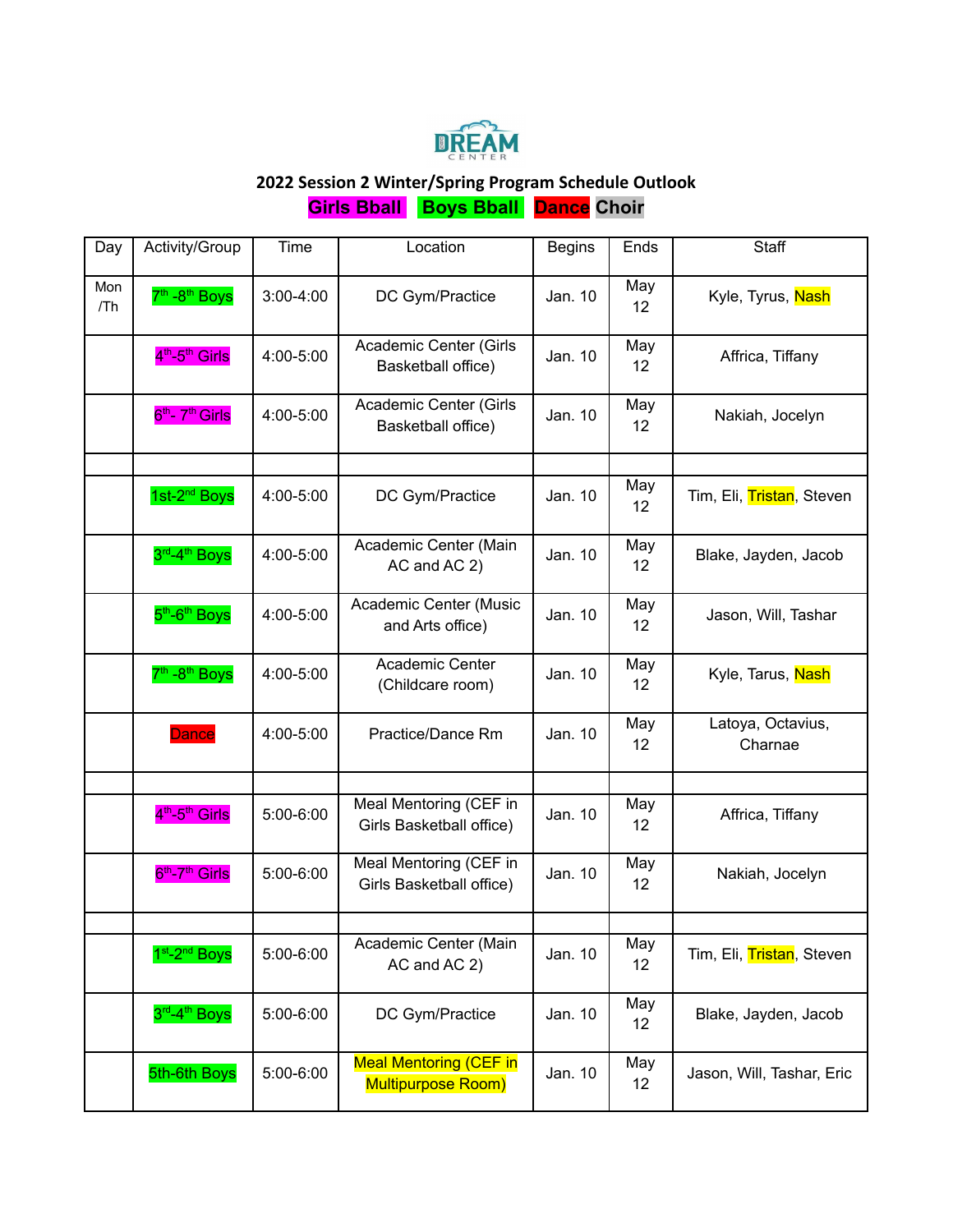DREAM CENTER

## 2022 Session 2 Winter/Spring Program Schedule Outlook

**Girls Bball** **Boys Bball** **Dance** **Choir**

| Day | Activity/Group | Time | Location | Begins | Ends | Staff |
|---|---|---|---|---|---|---|
| Mon /Th | 7th -8th Boys | 3:00-4:00 | DC Gym/Practice | Jan. 10 | May 12 | Kyle, Tyrus, Nash |
| | 4th-5th Girls | 4:00-5:00 | Academic Center (Girls Basketball office) | Jan. 10 | May 12 | Affrica, Tiffany |
| | 6th- 7th Girls | 4:00-5:00 | Academic Center (Girls Basketball office) | Jan. 10 | May 12 | Nakiah, Jocelyn |
| | | | | | | |
| | 1st-2nd Boys | 4:00-5:00 | DC Gym/Practice | Jan. 10 | May 12 | Tim, Eli, Tristan, Steven |
| | 3rd-4th Boys | 4:00-5:00 | Academic Center (Main AC and AC 2) | Jan. 10 | May 12 | Blake, Jayden, Jacob |
| | 5th-6th Boys | 4:00-5:00 | Academic Center (Music and Arts office) | Jan. 10 | May 12 | Jason, Will, Tashar |
| | 7th -8th Boys | 4:00-5:00 | Academic Center (Childcare room) | Jan. 10 | May 12 | Kyle, Tarus, Nash |
| | Dance | 4:00-5:00 | Practice/Dance Rm | Jan. 10 | May 12 | Latoya, Octavius, Charnae |
| | | | | | | |
| | 4th-5th Girls | 5:00-6:00 | Meal Mentoring (CEF in Girls Basketball office) | Jan. 10 | May 12 | Affrica, Tiffany |
| | 6th-7th Girls | 5:00-6:00 | Meal Mentoring (CEF in Girls Basketball office) | Jan. 10 | May 12 | Nakiah, Jocelyn |
| | | | | | | |
| | 1st-2nd Boys | 5:00-6:00 | Academic Center (Main AC and AC 2) | Jan. 10 | May 12 | Tim, Eli, Tristan, Steven |
| | 3rd-4th Boys | 5:00-6:00 | DC Gym/Practice | Jan. 10 | May 12 | Blake, Jayden, Jacob |
| | 5th-6th Boys | 5:00-6:00 | Meal Mentoring (CEF in Multipurpose Room) | Jan. 10 | May 12 | Jason, Will, Tashar, Eric |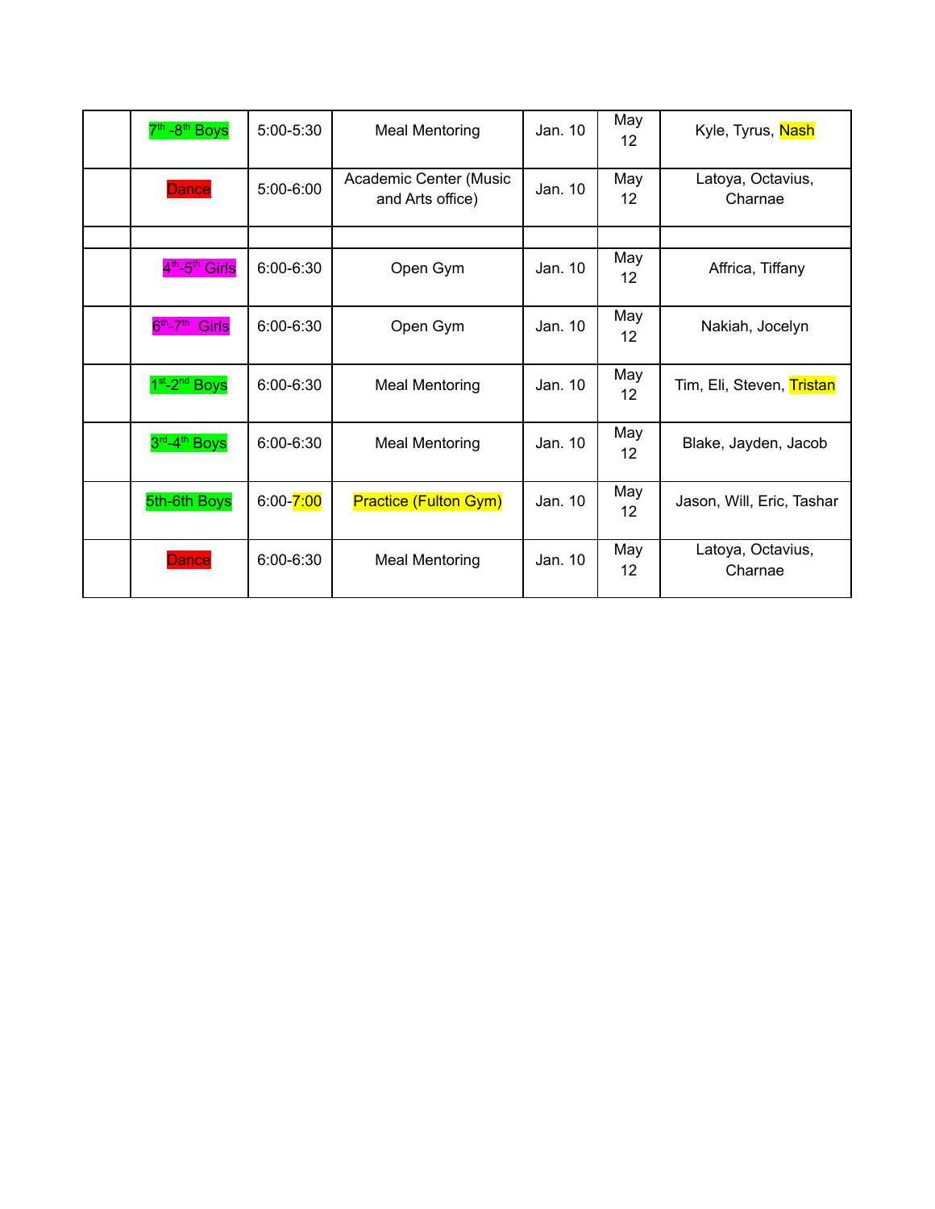| | | | | | | |
|---|---|---|---|---|---|---|
| | 7th -8th Boys | 5:00-5:30 | Meal Mentoring | Jan. 10 | May 12 | Kyle, Tyrus, Nash |
| | Dance | 5:00-6:00 | Academic Center (Music and Arts office) | Jan. 10 | May 12 | Latoya, Octavius, Charnae |
| | | | | | | |
| | 4th-5th Girls | 6:00-6:30 | Open Gym | Jan. 10 | May 12 | Affrica, Tiffany |
| | 6th-7th Girls | 6:00-6:30 | Open Gym | Jan. 10 | May 12 | Nakiah, Jocelyn |
| | 1st-2nd Boys | 6:00-6:30 | Meal Mentoring | Jan. 10 | May 12 | Tim, Eli, Steven, Tristan |
| | 3rd-4th Boys | 6:00-6:30 | Meal Mentoring | Jan. 10 | May 12 | Blake, Jayden, Jacob |
| | 5th-6th Boys | 6:00-7:00 | Practice (Fulton Gym) | Jan. 10 | May 12 | Jason, Will, Eric, Tashar |
| | Dance | 6:00-6:30 | Meal Mentoring | Jan. 10 | May 12 | Latoya, Octavius, Charnae |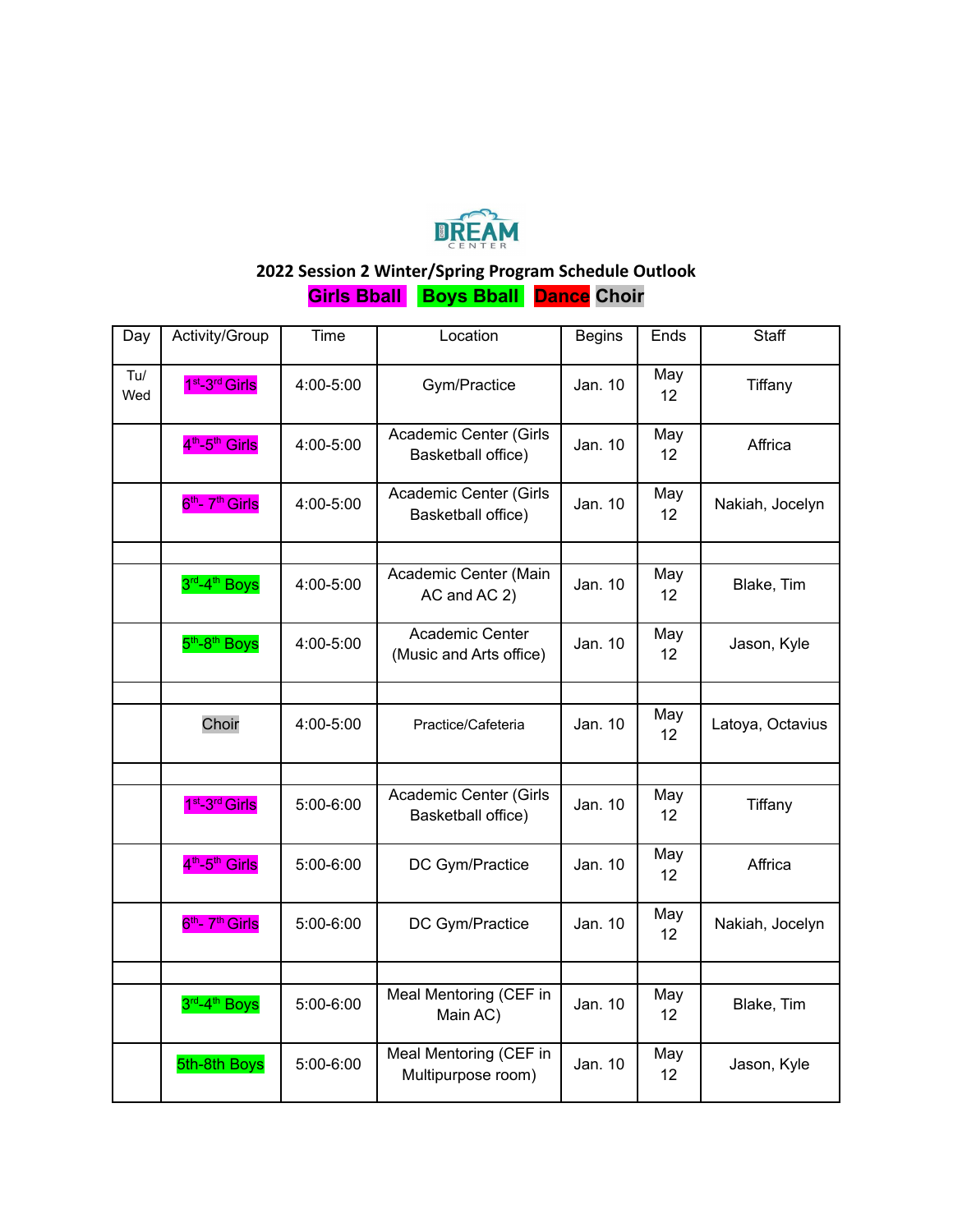DREAM CENTER

## 2022 Session 2 Winter/Spring Program Schedule Outlook

**Girls Bball Boys Bball Dance Choir**

| Day | Activity/Group | Time | Location | Begins | Ends | Staff |
|---|---|---|---|---|---|---|
| Tu/ Wed | 1st-3rd Girls | 4:00-5:00 | Gym/Practice | Jan. 10 | May 12 | Tiffany |
| | 4th-5th Girls | 4:00-5:00 | Academic Center (Girls Basketball office) | Jan. 10 | May 12 | Affrica |
| | 6th- 7th Girls | 4:00-5:00 | Academic Center (Girls Basketball office) | Jan. 10 | May 12 | Nakiah, Jocelyn |
| | | | | | | |
| | 3rd-4th Boys | 4:00-5:00 | Academic Center (Main AC and AC 2) | Jan. 10 | May 12 | Blake, Tim |
| | 5th-8th Boys | 4:00-5:00 | Academic Center (Music and Arts office) | Jan. 10 | May 12 | Jason, Kyle |
| | | | | | | |
| | Choir | 4:00-5:00 | Practice/Cafeteria | Jan. 10 | May 12 | Latoya, Octavius |
| | | | | | | |
| | 1st-3rd Girls | 5:00-6:00 | Academic Center (Girls Basketball office) | Jan. 10 | May 12 | Tiffany |
| | 4th-5th Girls | 5:00-6:00 | DC Gym/Practice | Jan. 10 | May 12 | Affrica |
| | 6th- 7th Girls | 5:00-6:00 | DC Gym/Practice | Jan. 10 | May 12 | Nakiah, Jocelyn |
| | | | | | | |
| | 3rd-4th Boys | 5:00-6:00 | Meal Mentoring (CEF in Main AC) | Jan. 10 | May 12 | Blake, Tim |
| | 5th-8th Boys | 5:00-6:00 | Meal Mentoring (CEF in Multipurpose room) | Jan. 10 | May 12 | Jason, Kyle |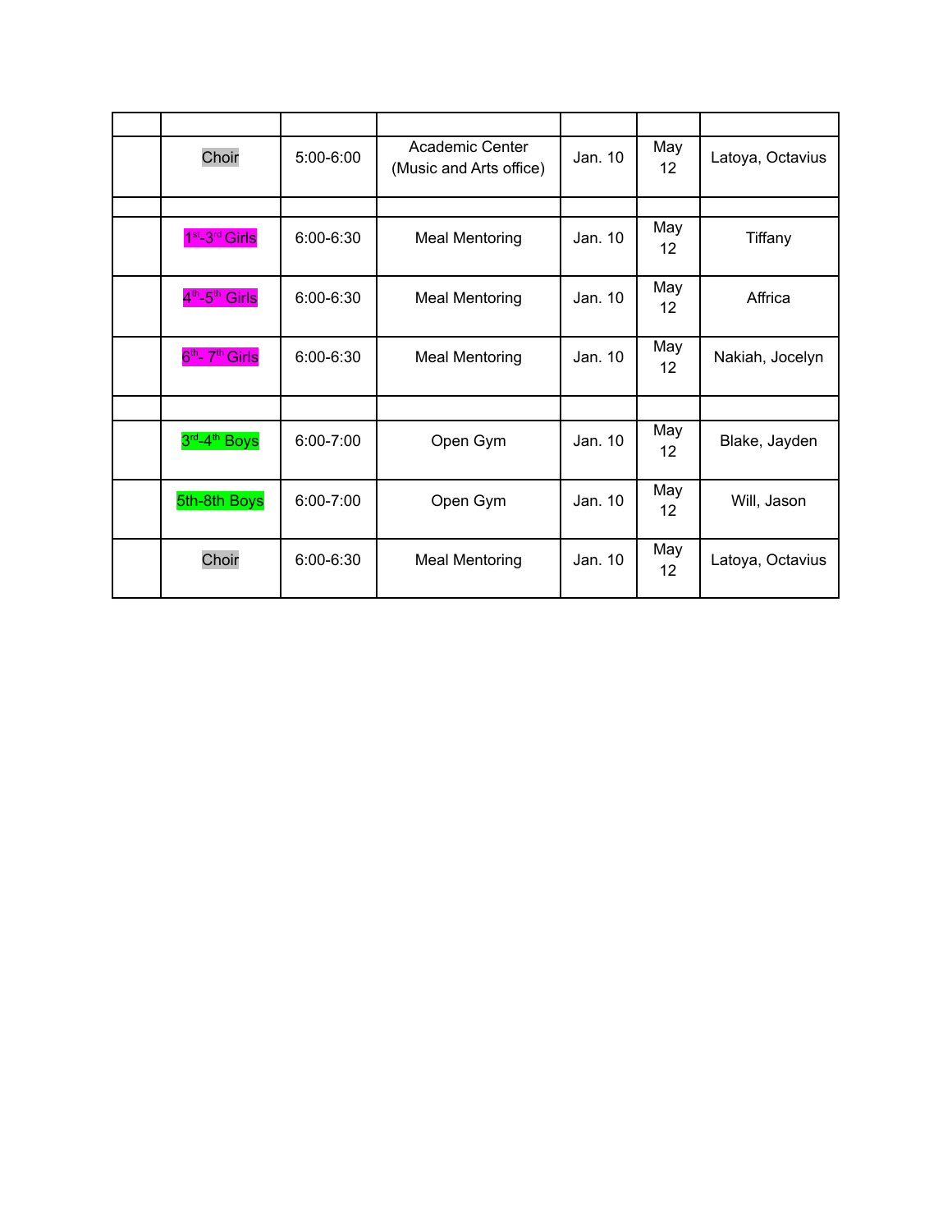| | | | | | | |
|---|---|---|---|---|---|---|
| | | | | | | |
| | Choir | 5:00-6:00 | Academic Center (Music and Arts office) | Jan. 10 | May 12 | Latoya, Octavius |
| | | | | | | |
| | 1st-3rd Girls | 6:00-6:30 | Meal Mentoring | Jan. 10 | May 12 | Tiffany |
| | 4th-5th Girls | 6:00-6:30 | Meal Mentoring | Jan. 10 | May 12 | Affrica |
| | 6th- 7th Girls | 6:00-6:30 | Meal Mentoring | Jan. 10 | May 12 | Nakiah, Jocelyn |
| | | | | | | |
| | 3rd-4th Boys | 6:00-7:00 | Open Gym | Jan. 10 | May 12 | Blake, Jayden |
| | 5th-8th Boys | 6:00-7:00 | Open Gym | Jan. 10 | May 12 | Will, Jason |
| | Choir | 6:00-6:30 | Meal Mentoring | Jan. 10 | May 12 | Latoya, Octavius |